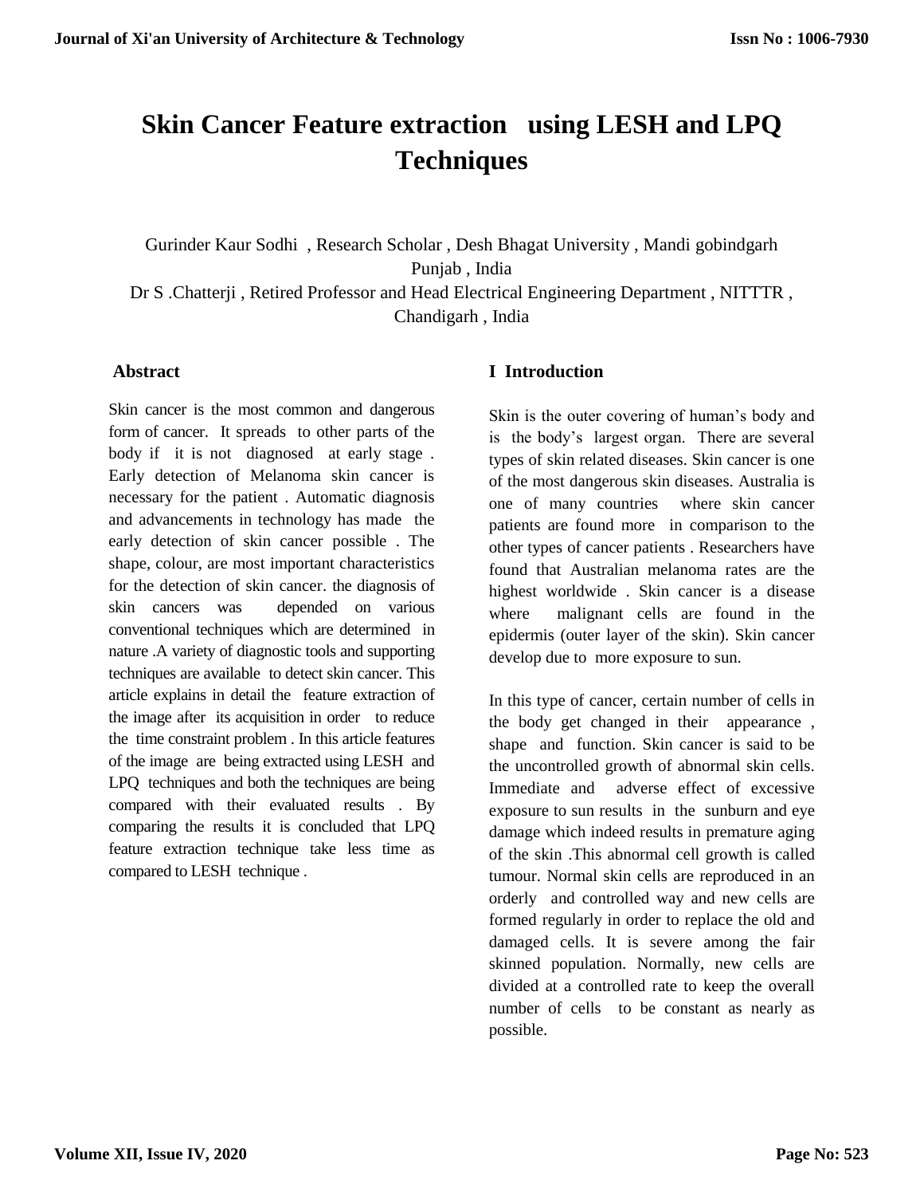# Skin Cancer Feature extraction using LESH and LPQ Techniques

Gurinder Kaur Sodhi , Research Scholar , Desh Bhagat University , Mandi gobindgarh Punjab , India

Dr S .Chatterji , Retired Professor and Head Electrical Engineering Department , NITTTR , Chandigarh , India

## Abstract

Skin cancer is the most common and dangerous form of cancer. It spreads to other parts of the body if it is not diagnosed at early stage . Early detection of Melanoma skin cancer is necessary for the patient . Automatic diagnosis and advancements in technology has made the early detection of skin cancer possible . The shape, colour, are most important characteristics for the detection of skin cancer. the diagnosis of skin cancers was depended on various conventional techniques which are determined in nature .A variety of diagnostic tools and supporting techniques are available to detect skin cancer. This article explains in detail the feature extraction of the image after its acquisition in order to reduce the time constraint problem . In this article features of the image are being extracted using LESH and LPQ techniques and both the techniques are being compared with their evaluated results . By comparing the results it is concluded that LPQ feature extraction technique take less time as compared to LESH technique .

## I Introduction

Skin is the outer covering of human's body and is the body's largest organ. There are several types of skin related diseases. Skin cancer is one of the most dangerous skin diseases. Australia is one of many countries where skin cancer patients are found more in comparison to the other types of cancer patients . Researchers have found that Australian melanoma rates are the highest worldwide . Skin cancer is a disease where malignant cells are found in the epidermis (outer layer of the skin). Skin cancer develop due to more exposure to sun.

In this type of cancer, certain number of cells in the body get changed in their appearance , shape and function. Skin cancer is said to be the uncontrolled growth of abnormal skin cells. Immediate and adverse effect of excessive exposure to sun results in the sunburn and eye damage which indeed results in premature aging of the skin .This abnormal cell growth is called tumour. Normal skin cells are reproduced in an orderly and controlled way and new cells are formed regularly in order to replace the old and damaged cells. It is severe among the fair skinned population. Normally, new cells are divided at a controlled rate to keep the overall number of cells to be constant as nearly as possible.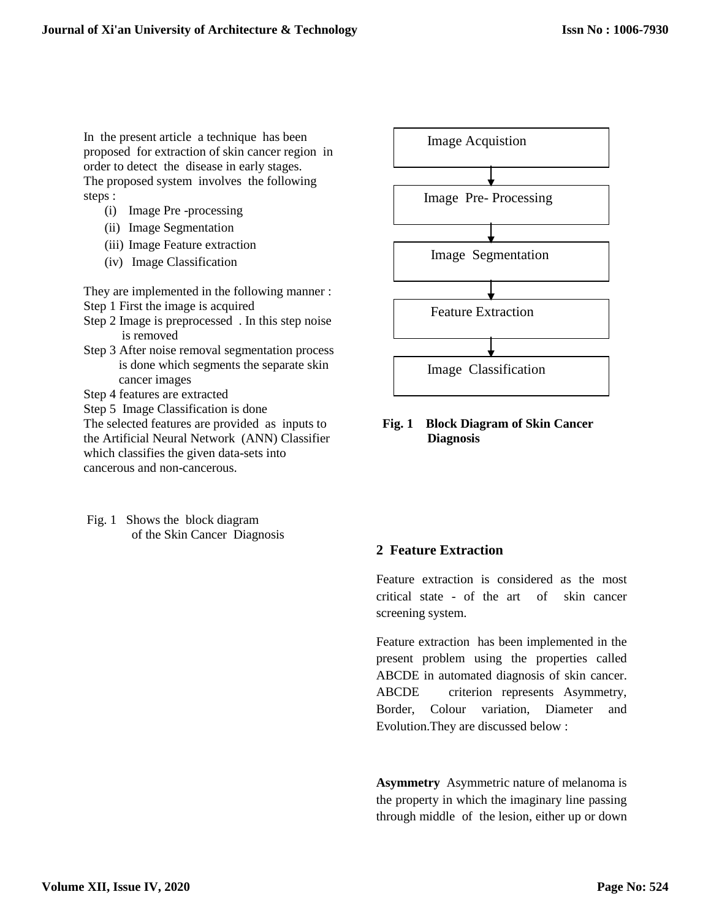In the present article a technique has been proposed for extraction of skin cancer region in order to detect the disease in early stages. The proposed system involves the following steps :

(i) Image Pre -processing
(ii) Image Segmentation
(iii) Image Feature extraction
(iv) Image Classification

They are implemented in the following manner :

Step 1 First the image is acquired

Step 2 Image is preprocessed . In this step noise is removed

Step 3 After noise removal segmentation process is done which segments the separate skin cancer images

Step 4 features are extracted

Step 5 Image Classification is done

The selected features are provided as inputs to the Artificial Neural Network (ANN) Classifier which classifies the given data-sets into cancerous and non-cancerous.

Fig. 1 Shows the block diagram of the Skin Cancer Diagnosis

Image Acquistion → Image Pre- Processing → Image Segmentation → Feature Extraction → Image Classification

**Fig. 1 Block Diagram of Skin Cancer Diagnosis**

## 2 Feature Extraction

Feature extraction is considered as the most critical state - of the art of skin cancer screening system.

Feature extraction has been implemented in the present problem using the properties called ABCDE in automated diagnosis of skin cancer. ABCDE criterion represents Asymmetry, Border, Colour variation, Diameter and Evolution.They are discussed below :

**Asymmetry** Asymmetric nature of melanoma is the property in which the imaginary line passing through middle of the lesion, either up or down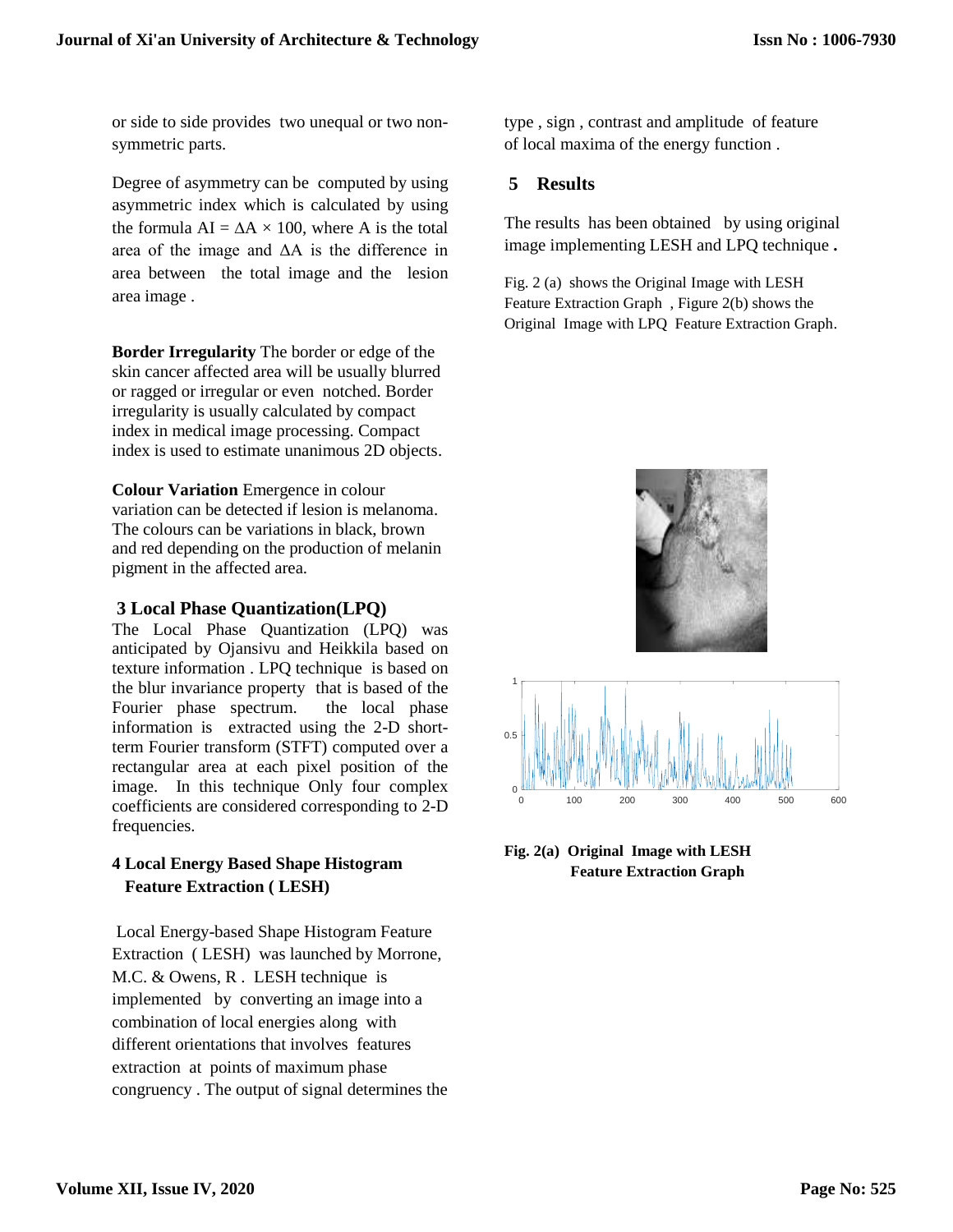or side to side provides two unequal or two non-symmetric parts.

Degree of asymmetry can be computed by using asymmetric index which is calculated by using the formula $AI = \Delta A \times 100$, where A is the total area of the image and $\Delta A$ is the difference in area between the total image and the lesion area image .

**Border Irregularity** The border or edge of the skin cancer affected area will be usually blurred or ragged or irregular or even notched. Border irregularity is usually calculated by compact index in medical image processing. Compact index is used to estimate unanimous 2D objects.

**Colour Variation** Emergence in colour variation can be detected if lesion is melanoma. The colours can be variations in black, brown and red depending on the production of melanin pigment in the affected area.

## 3 Local Phase Quantization(LPQ)

The Local Phase Quantization (LPQ) was anticipated by Ojansivu and Heikkila based on texture information . LPQ technique is based on the blur invariance property that is based of the Fourier phase spectrum. the local phase information is extracted using the 2-D short-term Fourier transform (STFT) computed over a rectangular area at each pixel position of the image. In this technique Only four complex coefficients are considered corresponding to 2-D frequencies.

## 4 Local Energy Based Shape Histogram Feature Extraction ( LESH)

Local Energy-based Shape Histogram Feature Extraction ( LESH) was launched by Morrone, M.C. & Owens, R . LESH technique is implemented by converting an image into a combination of local energies along with different orientations that involves features extraction at points of maximum phase congruency . The output of signal determines the type , sign , contrast and amplitude of feature of local maxima of the energy function .

## 5 Results

The results has been obtained by using original image implementing LESH and LPQ technique **.**

Fig. 2 (a) shows the Original Image with LESH Feature Extraction Graph , Figure 2(b) shows the Original Image with LPQ Feature Extraction Graph.

**Fig. 2(a) Original Image with LESH Feature Extraction Graph**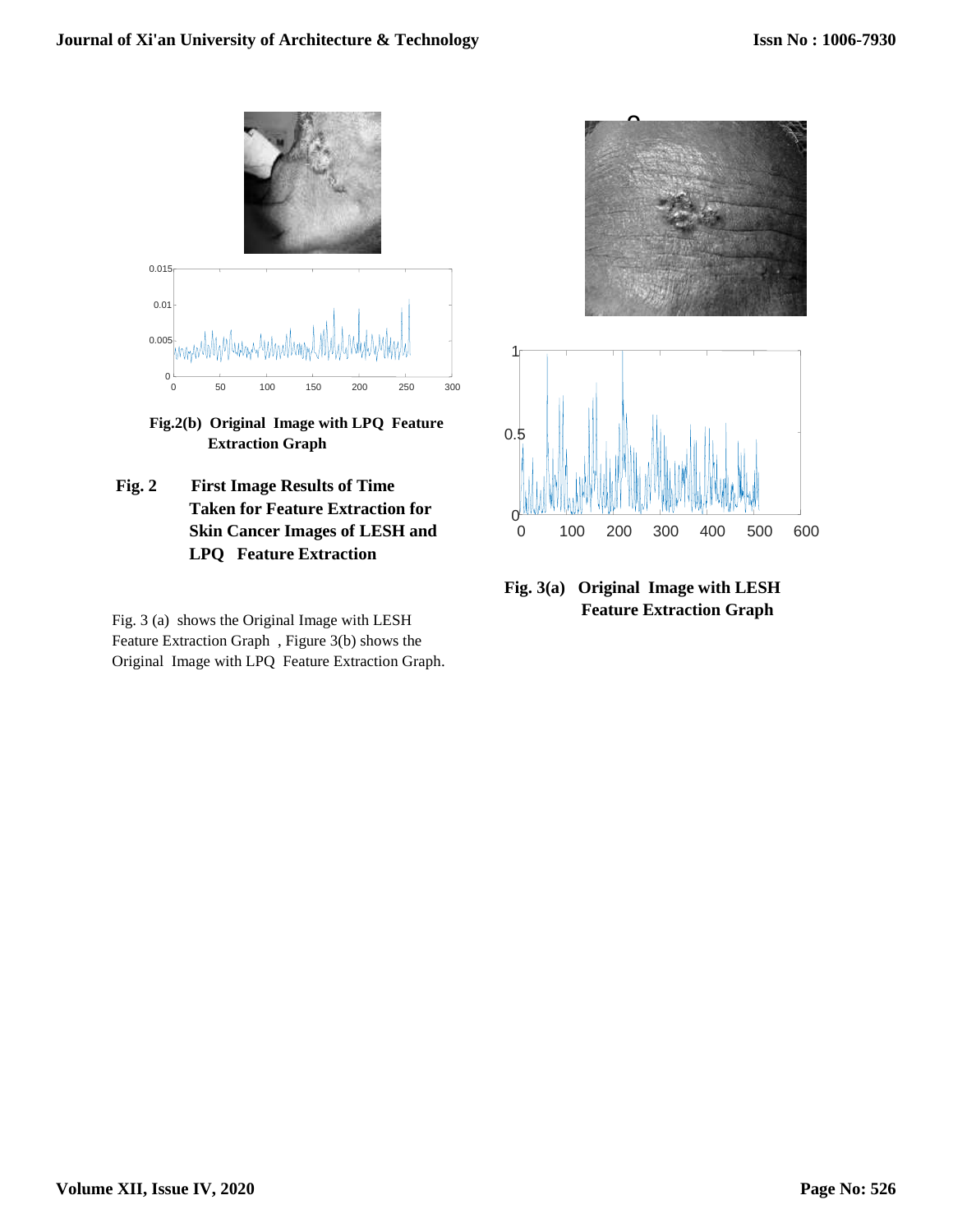**Fig.2(b) Original Image with LPQ Feature Extraction Graph**

**Fig. 2 First Image Results of Time Taken for Feature Extraction for Skin Cancer Images of LESH and LPQ Feature Extraction**

Fig. 3 (a) shows the Original Image with LESH Feature Extraction Graph , Figure 3(b) shows the Original Image with LPQ Feature Extraction Graph.

**Fig. 3(a) Original Image with LESH Feature Extraction Graph**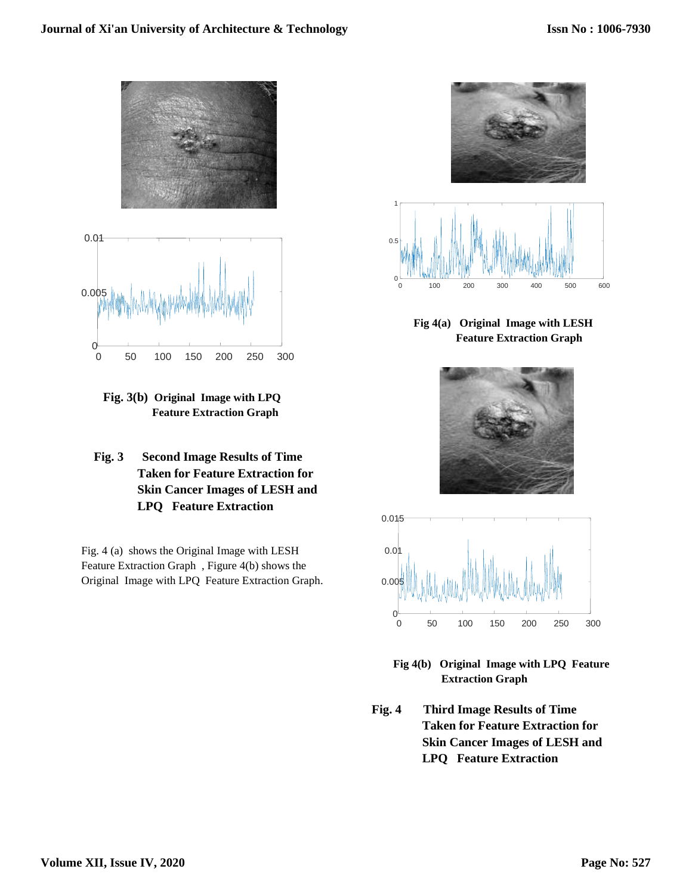**Fig. 3(b) Original Image with LPQ Feature Extraction Graph**

**Fig. 3 Second Image Results of Time Taken for Feature Extraction for Skin Cancer Images of LESH and LPQ Feature Extraction**

Fig. 4 (a) shows the Original Image with LESH Feature Extraction Graph , Figure 4(b) shows the Original Image with LPQ Feature Extraction Graph.

**Fig 4(a) Original Image with LESH Feature Extraction Graph**

**Fig 4(b) Original Image with LPQ Feature Extraction Graph**

**Fig. 4 Third Image Results of Time Taken for Feature Extraction for Skin Cancer Images of LESH and LPQ Feature Extraction**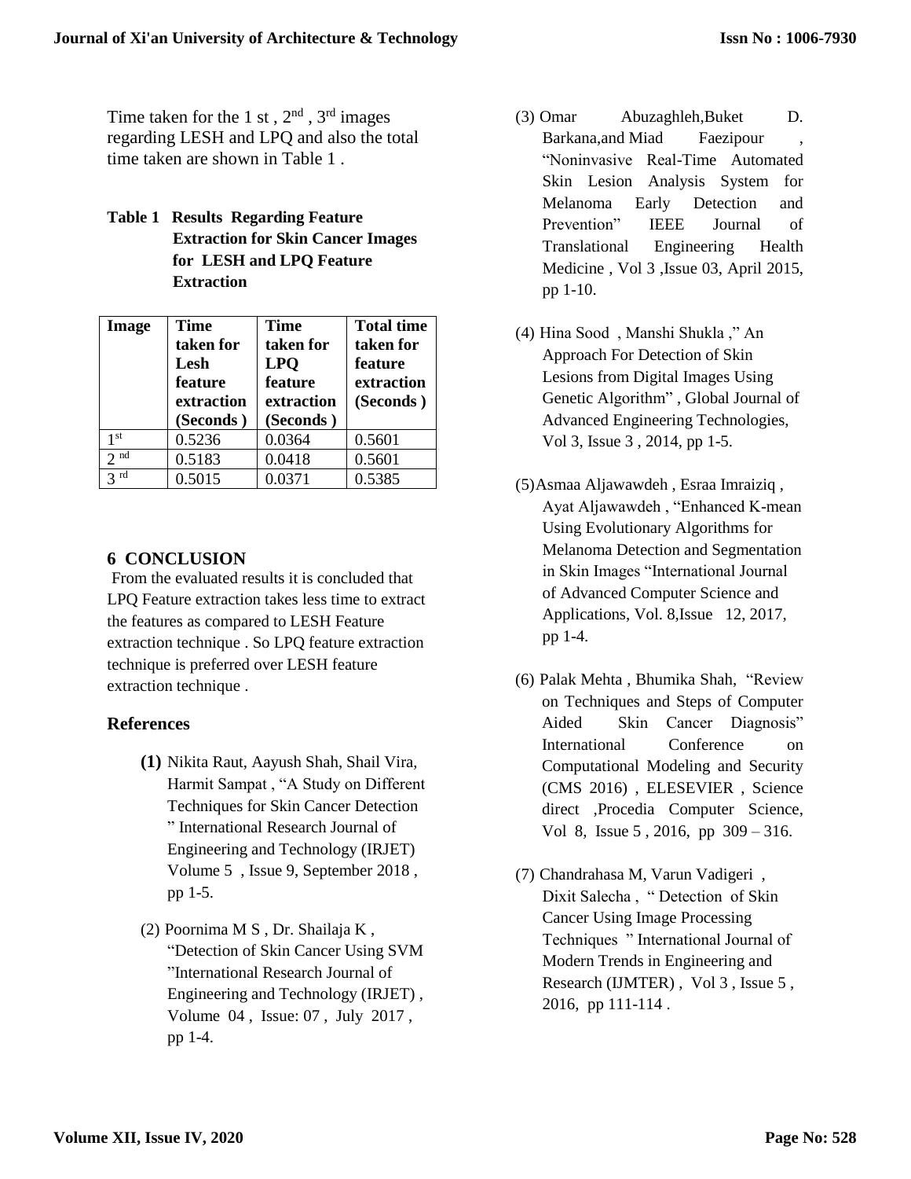Time taken for the 1 st , 2nd , 3rd images regarding LESH and LPQ and also the total time taken are shown in Table 1 .

**Table 1 Results Regarding Feature Extraction for Skin Cancer Images for LESH and LPQ Feature Extraction**

| Image | Time taken for Lesh feature extraction (Seconds ) | Time taken for LPQ feature extraction (Seconds ) | Total time taken for feature extraction (Seconds ) |
|---|---|---|---|
| 1st | 0.5236 | 0.0364 | 0.5601 |
| 2 nd | 0.5183 | 0.0418 | 0.5601 |
| 3 rd | 0.5015 | 0.0371 | 0.5385 |

## 6 CONCLUSION

From the evaluated results it is concluded that LPQ Feature extraction takes less time to extract the features as compared to LESH Feature extraction technique . So LPQ feature extraction technique is preferred over LESH feature extraction technique .

## References

**(1)** Nikita Raut, Aayush Shah, Shail Vira, Harmit Sampat , "A Study on Different Techniques for Skin Cancer Detection " International Research Journal of Engineering and Technology (IRJET) Volume 5 , Issue 9, September 2018 , pp 1-5.

(2) Poornima M S , Dr. Shailaja K , "Detection of Skin Cancer Using SVM "International Research Journal of Engineering and Technology (IRJET) , Volume 04 , Issue: 07 , July 2017 , pp 1-4.

(3) Omar Abuzaghleh,Buket D. Barkana,and Miad Faezipour , "Noninvasive Real-Time Automated Skin Lesion Analysis System for Melanoma Early Detection and Prevention" IEEE Journal of Translational Engineering Health Medicine , Vol 3 ,Issue 03, April 2015, pp 1-10.

(4) Hina Sood , Manshi Shukla ," An Approach For Detection of Skin Lesions from Digital Images Using Genetic Algorithm" , Global Journal of Advanced Engineering Technologies, Vol 3, Issue 3 , 2014, pp 1-5.

(5)Asmaa Aljawawdeh , Esraa Imraiziq , Ayat Aljawawdeh , "Enhanced K-mean Using Evolutionary Algorithms for Melanoma Detection and Segmentation in Skin Images "International Journal of Advanced Computer Science and Applications, Vol. 8,Issue 12, 2017, pp 1-4.

(6) Palak Mehta , Bhumika Shah, "Review on Techniques and Steps of Computer Aided Skin Cancer Diagnosis" International Conference on Computational Modeling and Security (CMS 2016) , ELESEVIER , Science direct ,Procedia Computer Science, Vol 8, Issue 5 , 2016, pp 309 – 316.

(7) Chandrahasa M, Varun Vadigeri , Dixit Salecha , " Detection of Skin Cancer Using Image Processing Techniques " International Journal of Modern Trends in Engineering and Research (IJMTER) , Vol 3 , Issue 5 , 2016, pp 111-114 .